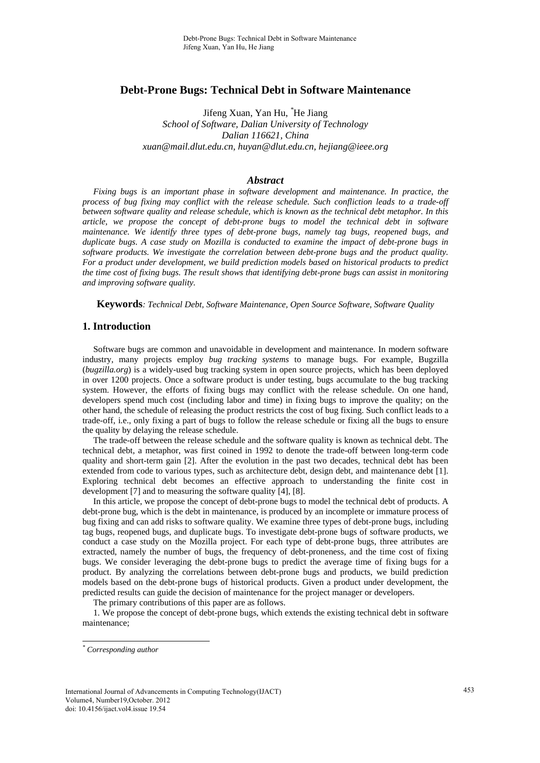# Debt-Prone Bugs: Technical Debt in Software Maintenance

Jifeng Xuan, Yan Hu, [*]He Jiang
*School of Software, Dalian University of Technology*
*Dalian 116621, China*
*xuan@mail.dlut.edu.cn, huyan@dlut.edu.cn, hejiang@ieee.org*

## *Abstract*

*Fixing bugs is an important phase in software development and maintenance. In practice, the process of bug fixing may conflict with the release schedule. Such confliction leads to a trade-off between software quality and release schedule, which is known as the technical debt metaphor. In this article, we propose the concept of debt-prone bugs to model the technical debt in software maintenance. We identify three types of debt-prone bugs, namely tag bugs, reopened bugs, and duplicate bugs. A case study on Mozilla is conducted to examine the impact of debt-prone bugs in software products. We investigate the correlation between debt-prone bugs and the product quality. For a product under development, we build prediction models based on historical products to predict the time cost of fixing bugs. The result shows that identifying debt-prone bugs can assist in monitoring and improving software quality.*

**Keywords***: Technical Debt, Software Maintenance, Open Source Software, Software Quality*

## 1. Introduction

Software bugs are common and unavoidable in development and maintenance. In modern software industry, many projects employ *bug tracking systems* to manage bugs. For example, Bugzilla (*bugzilla.org*) is a widely-used bug tracking system in open source projects, which has been deployed in over 1200 projects. Once a software product is under testing, bugs accumulate to the bug tracking system. However, the efforts of fixing bugs may conflict with the release schedule. On one hand, developers spend much cost (including labor and time) in fixing bugs to improve the quality; on the other hand, the schedule of releasing the product restricts the cost of bug fixing. Such conflict leads to a trade-off, i.e., only fixing a part of bugs to follow the release schedule or fixing all the bugs to ensure the quality by delaying the release schedule.

The trade-off between the release schedule and the software quality is known as technical debt. The technical debt, a metaphor, was first coined in 1992 to denote the trade-off between long-term code quality and short-term gain [2]. After the evolution in the past two decades, technical debt has been extended from code to various types, such as architecture debt, design debt, and maintenance debt [1]. Exploring technical debt becomes an effective approach to understanding the finite cost in development [7] and to measuring the software quality [4], [8].

In this article, we propose the concept of debt-prone bugs to model the technical debt of products. A debt-prone bug, which is the debt in maintenance, is produced by an incomplete or immature process of bug fixing and can add risks to software quality. We examine three types of debt-prone bugs, including tag bugs, reopened bugs, and duplicate bugs. To investigate debt-prone bugs of software products, we conduct a case study on the Mozilla project. For each type of debt-prone bugs, three attributes are extracted, namely the number of bugs, the frequency of debt-proneness, and the time cost of fixing bugs. We consider leveraging the debt-prone bugs to predict the average time of fixing bugs for a product. By analyzing the correlations between debt-prone bugs and products, we build prediction models based on the debt-prone bugs of historical products. Given a product under development, the predicted results can guide the decision of maintenance for the project manager or developers.

The primary contributions of this paper are as follows.

1. We propose the concept of debt-prone bugs, which extends the existing technical debt in software maintenance;

---

[*] *Corresponding author*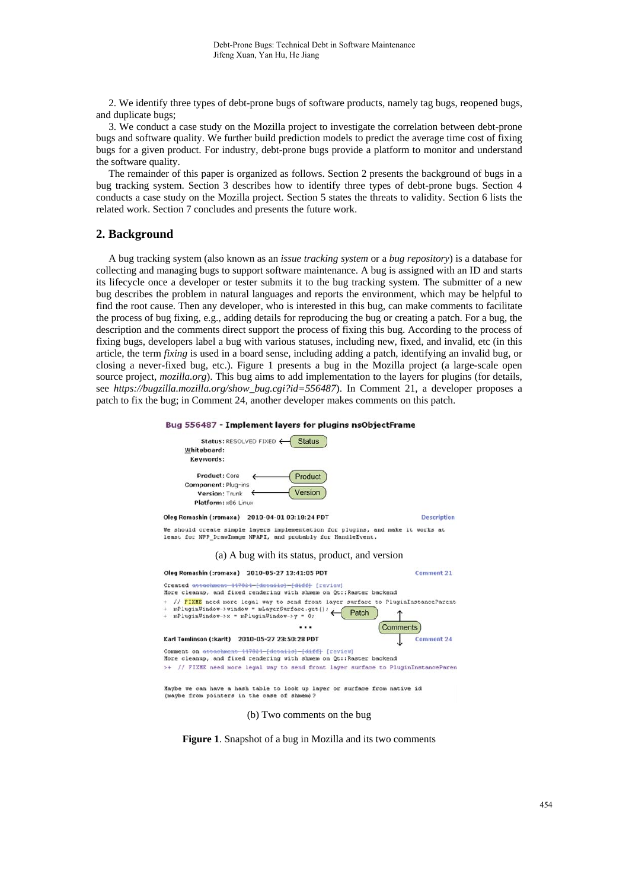2. We identify three types of debt-prone bugs of software products, namely tag bugs, reopened bugs, and duplicate bugs;

3. We conduct a case study on the Mozilla project to investigate the correlation between debt-prone bugs and software quality. We further build prediction models to predict the average time cost of fixing bugs for a given product. For industry, debt-prone bugs provide a platform to monitor and understand the software quality.

The remainder of this paper is organized as follows. Section 2 presents the background of bugs in a bug tracking system. Section 3 describes how to identify three types of debt-prone bugs. Section 4 conducts a case study on the Mozilla project. Section 5 states the threats to validity. Section 6 lists the related work. Section 7 concludes and presents the future work.

## 2. Background

A bug tracking system (also known as an *issue tracking system* or a *bug repository*) is a database for collecting and managing bugs to support software maintenance. A bug is assigned with an ID and starts its lifecycle once a developer or tester submits it to the bug tracking system. The submitter of a new bug describes the problem in natural languages and reports the environment, which may be helpful to find the root cause. Then any developer, who is interested in this bug, can make comments to facilitate the process of bug fixing, e.g., adding details for reproducing the bug or creating a patch. For a bug, the description and the comments direct support the process of fixing this bug. According to the process of fixing bugs, developers label a bug with various statuses, including new, fixed, and invalid, etc (in this article, the term *fixing* is used in a board sense, including adding a patch, identifying an invalid bug, or closing a never-fixed bug, etc.). Figure 1 presents a bug in the Mozilla project (a large-scale open source project, *mozilla.org*). This bug aims to add implementation to the layers for plugins (for details, see *https://bugzilla.mozilla.org/show_bug.cgi?id=556487*). In Comment 21, a developer proposes a patch to fix the bug; in Comment 24, another developer makes comments on this patch.

**Bug 556487 - Implement layers for plugins nsObjectFrame**

Status: RESOLVED FIXED ← Status
Whiteboard:
Keywords:

Product: Core ← Product
Component: Plug-ins
Version: Trunk ← Version
Platform: x86 Linux

Oleg Romashin (:romaxa) 2010-04-01 03:10:24 PDT — Description

We should create simple layers implementation for plugins, and make it works at least for NPP_DrawImage NPAPI, and probably for HandleEvent.

(a) A bug with its status, product, and version

Oleg Romashin (:romaxa) 2010-05-27 13:41:05 PDT — Comment 21

Created attachment 447824 [details] [diff] [review]
More cleanup, and fixed rendering with shmem on Qt::Raster backend

```
+ // FIXME need more legal way to send front layer surface to PluginInstanceParent
+ mPluginWindow->window = mLayerSurface.get(); ← Patch
+ mPluginWindow->x = mPluginWindow->y = 0;
```

...

Karl Tomlinson (:karlt) 2010-05-27 23:50:28 PDT — Comment 24

Comment on attachment 447824 [details] [diff] [review]
More cleanup, and fixed rendering with shmem on Qt::Raster backend

```
>+ // FIXME need more legal way to send front layer surface to PluginInstanceParen
```

Maybe we can have a hash table to look up layer or surface from native id (maybe from pointers in the case of shmem)?

(b) Two comments on the bug

**Figure 1**. Snapshot of a bug in Mozilla and its two comments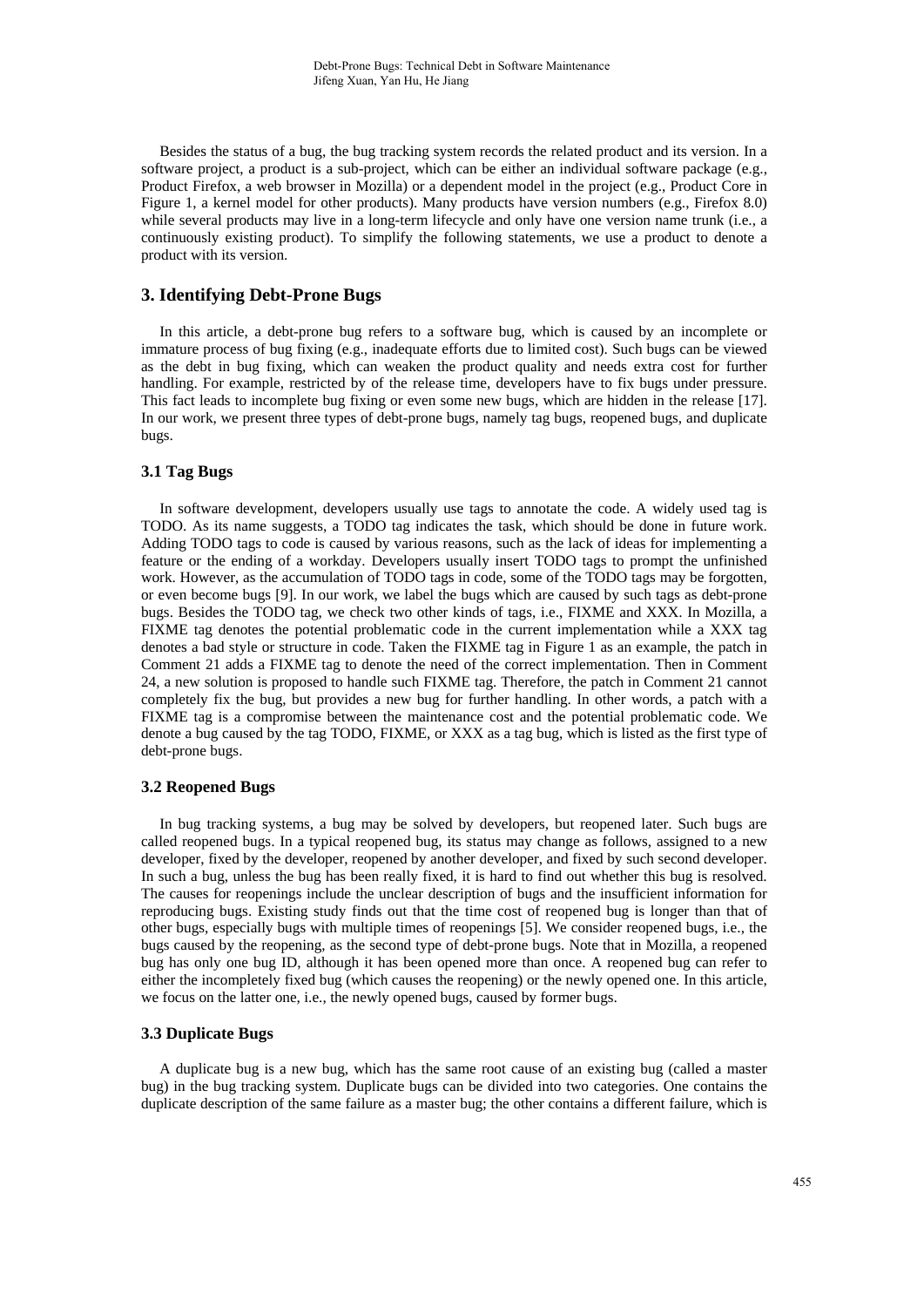Besides the status of a bug, the bug tracking system records the related product and its version. In a software project, a product is a sub-project, which can be either an individual software package (e.g., Product Firefox, a web browser in Mozilla) or a dependent model in the project (e.g., Product Core in Figure 1, a kernel model for other products). Many products have version numbers (e.g., Firefox 8.0) while several products may live in a long-term lifecycle and only have one version name trunk (i.e., a continuously existing product). To simplify the following statements, we use a product to denote a product with its version.

## 3. Identifying Debt-Prone Bugs

In this article, a debt-prone bug refers to a software bug, which is caused by an incomplete or immature process of bug fixing (e.g., inadequate efforts due to limited cost). Such bugs can be viewed as the debt in bug fixing, which can weaken the product quality and needs extra cost for further handling. For example, restricted by of the release time, developers have to fix bugs under pressure. This fact leads to incomplete bug fixing or even some new bugs, which are hidden in the release [17]. In our work, we present three types of debt-prone bugs, namely tag bugs, reopened bugs, and duplicate bugs.

### 3.1 Tag Bugs

In software development, developers usually use tags to annotate the code. A widely used tag is TODO. As its name suggests, a TODO tag indicates the task, which should be done in future work. Adding TODO tags to code is caused by various reasons, such as the lack of ideas for implementing a feature or the ending of a workday. Developers usually insert TODO tags to prompt the unfinished work. However, as the accumulation of TODO tags in code, some of the TODO tags may be forgotten, or even become bugs [9]. In our work, we label the bugs which are caused by such tags as debt-prone bugs. Besides the TODO tag, we check two other kinds of tags, i.e., FIXME and XXX. In Mozilla, a FIXME tag denotes the potential problematic code in the current implementation while a XXX tag denotes a bad style or structure in code. Taken the FIXME tag in Figure 1 as an example, the patch in Comment 21 adds a FIXME tag to denote the need of the correct implementation. Then in Comment 24, a new solution is proposed to handle such FIXME tag. Therefore, the patch in Comment 21 cannot completely fix the bug, but provides a new bug for further handling. In other words, a patch with a FIXME tag is a compromise between the maintenance cost and the potential problematic code. We denote a bug caused by the tag TODO, FIXME, or XXX as a tag bug, which is listed as the first type of debt-prone bugs.

### 3.2 Reopened Bugs

In bug tracking systems, a bug may be solved by developers, but reopened later. Such bugs are called reopened bugs. In a typical reopened bug, its status may change as follows, assigned to a new developer, fixed by the developer, reopened by another developer, and fixed by such second developer. In such a bug, unless the bug has been really fixed, it is hard to find out whether this bug is resolved. The causes for reopenings include the unclear description of bugs and the insufficient information for reproducing bugs. Existing study finds out that the time cost of reopened bug is longer than that of other bugs, especially bugs with multiple times of reopenings [5]. We consider reopened bugs, i.e., the bugs caused by the reopening, as the second type of debt-prone bugs. Note that in Mozilla, a reopened bug has only one bug ID, although it has been opened more than once. A reopened bug can refer to either the incompletely fixed bug (which causes the reopening) or the newly opened one. In this article, we focus on the latter one, i.e., the newly opened bugs, caused by former bugs.

### 3.3 Duplicate Bugs

A duplicate bug is a new bug, which has the same root cause of an existing bug (called a master bug) in the bug tracking system. Duplicate bugs can be divided into two categories. One contains the duplicate description of the same failure as a master bug; the other contains a different failure, which is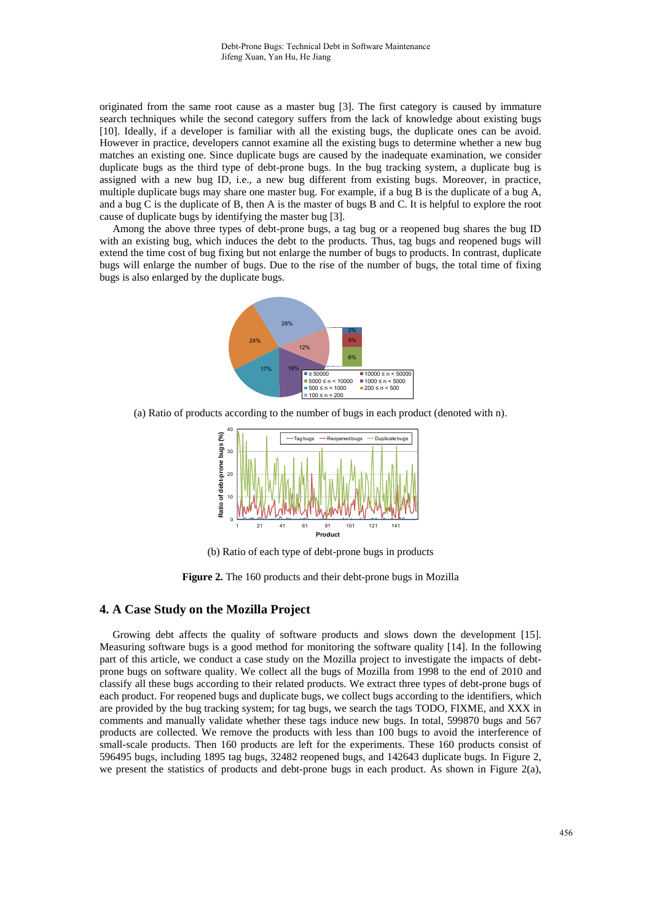originated from the same root cause as a master bug [3]. The first category is caused by immature search techniques while the second category suffers from the lack of knowledge about existing bugs [10]. Ideally, if a developer is familiar with all the existing bugs, the duplicate ones can be avoid. However in practice, developers cannot examine all the existing bugs to determine whether a new bug matches an existing one. Since duplicate bugs are caused by the inadequate examination, we consider duplicate bugs as the third type of debt-prone bugs. In the bug tracking system, a duplicate bug is assigned with a new bug ID, i.e., a new bug different from existing bugs. Moreover, in practice, multiple duplicate bugs may share one master bug. For example, if a bug B is the duplicate of a bug A, and a bug C is the duplicate of B, then A is the master of bugs B and C. It is helpful to explore the root cause of duplicate bugs by identifying the master bug [3].

Among the above three types of debt-prone bugs, a tag bug or a reopened bug shares the bug ID with an existing bug, which induces the debt to the products. Thus, tag bugs and reopened bugs will extend the time cost of bug fixing but not enlarge the number of bugs to products. In contrast, duplicate bugs will enlarge the number of bugs. Due to the rise of the number of bugs, the total time of fixing bugs is also enlarged by the duplicate bugs.

(a) Ratio of products according to the number of bugs in each product (denoted with n).

(b) Ratio of each type of debt-prone bugs in products

**Figure 2.** The 160 products and their debt-prone bugs in Mozilla

## 4. A Case Study on the Mozilla Project

Growing debt affects the quality of software products and slows down the development [15]. Measuring software bugs is a good method for monitoring the software quality [14]. In the following part of this article, we conduct a case study on the Mozilla project to investigate the impacts of debt-prone bugs on software quality. We collect all the bugs of Mozilla from 1998 to the end of 2010 and classify all these bugs according to their related products. We extract three types of debt-prone bugs of each product. For reopened bugs and duplicate bugs, we collect bugs according to the identifiers, which are provided by the bug tracking system; for tag bugs, we search the tags TODO, FIXME, and XXX in comments and manually validate whether these tags induce new bugs. In total, 599870 bugs and 567 products are collected. We remove the products with less than 100 bugs to avoid the interference of small-scale products. Then 160 products are left for the experiments. These 160 products consist of 596495 bugs, including 1895 tag bugs, 32482 reopened bugs, and 142643 duplicate bugs. In Figure 2, we present the statistics of products and debt-prone bugs in each product. As shown in Figure 2(a),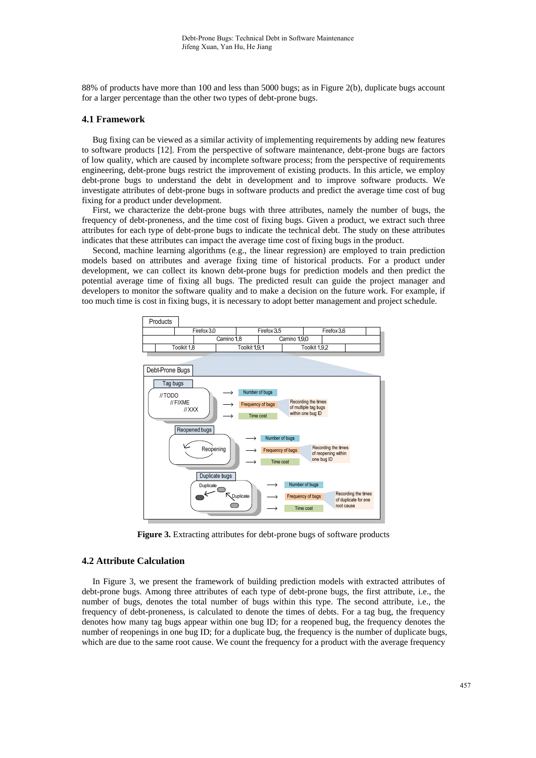88% of products have more than 100 and less than 5000 bugs; as in Figure 2(b), duplicate bugs account for a larger percentage than the other two types of debt-prone bugs.

### 4.1 Framework

Bug fixing can be viewed as a similar activity of implementing requirements by adding new features to software products [12]. From the perspective of software maintenance, debt-prone bugs are factors of low quality, which are caused by incomplete software process; from the perspective of requirements engineering, debt-prone bugs restrict the improvement of existing products. In this article, we employ debt-prone bugs to understand the debt in development and to improve software products. We investigate attributes of debt-prone bugs in software products and predict the average time cost of bug fixing for a product under development.

First, we characterize the debt-prone bugs with three attributes, namely the number of bugs, the frequency of debt-proneness, and the time cost of fixing bugs. Given a product, we extract such three attributes for each type of debt-prone bugs to indicate the technical debt. The study on these attributes indicates that these attributes can impact the average time cost of fixing bugs in the product.

Second, machine learning algorithms (e.g., the linear regression) are employed to train prediction models based on attributes and average fixing time of historical products. For a product under development, we can collect its known debt-prone bugs for prediction models and then predict the potential average time of fixing all bugs. The predicted result can guide the project manager and developers to monitor the software quality and to make a decision on the future work. For example, if too much time is cost in fixing bugs, it is necessary to adopt better management and project schedule.

**Figure 3.** Extracting attributes for debt-prone bugs of software products

### 4.2 Attribute Calculation

In Figure 3, we present the framework of building prediction models with extracted attributes of debt-prone bugs. Among three attributes of each type of debt-prone bugs, the first attribute, i.e., the number of bugs, denotes the total number of bugs within this type. The second attribute, i.e., the frequency of debt-proneness, is calculated to denote the times of debts. For a tag bug, the frequency denotes how many tag bugs appear within one bug ID; for a reopened bug, the frequency denotes the number of reopenings in one bug ID; for a duplicate bug, the frequency is the number of duplicate bugs, which are due to the same root cause. We count the frequency for a product with the average frequency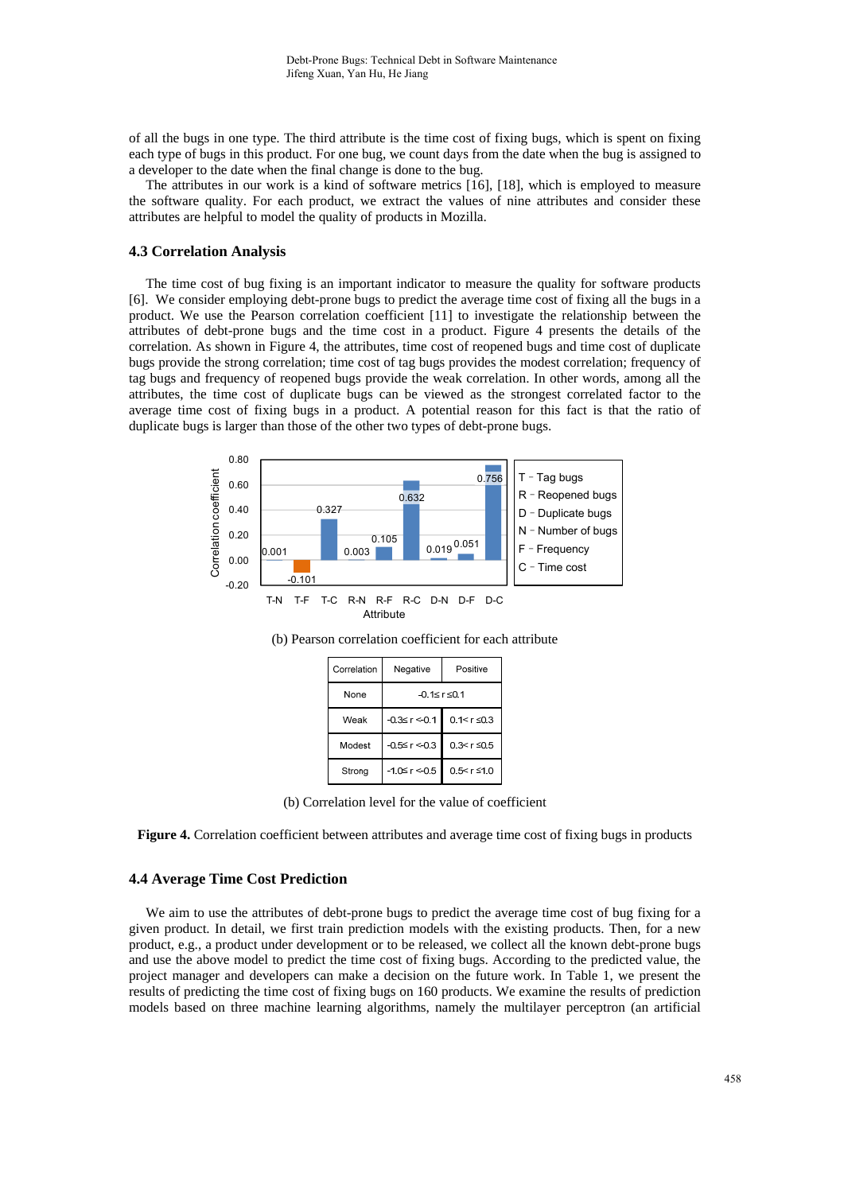of all the bugs in one type. The third attribute is the time cost of fixing bugs, which is spent on fixing each type of bugs in this product. For one bug, we count days from the date when the bug is assigned to a developer to the date when the final change is done to the bug.

The attributes in our work is a kind of software metrics [16], [18], which is employed to measure the software quality. For each product, we extract the values of nine attributes and consider these attributes are helpful to model the quality of products in Mozilla.

### 4.3 Correlation Analysis

The time cost of bug fixing is an important indicator to measure the quality for software products [6]. We consider employing debt-prone bugs to predict the average time cost of fixing all the bugs in a product. We use the Pearson correlation coefficient [11] to investigate the relationship between the attributes of debt-prone bugs and the time cost in a product. Figure 4 presents the details of the correlation. As shown in Figure 4, the attributes, time cost of reopened bugs and time cost of duplicate bugs provide the strong correlation; time cost of tag bugs provides the modest correlation; frequency of tag bugs and frequency of reopened bugs provide the weak correlation. In other words, among all the attributes, the time cost of duplicate bugs can be viewed as the strongest correlated factor to the average time cost of fixing bugs in a product. A potential reason for this fact is that the ratio of duplicate bugs is larger than those of the other two types of debt-prone bugs.

| Attribute | T-N | T-F | T-C | R-N | R-F | R-C | D-N | D-F | D-C |
|---|---|---|---|---|---|---|---|---|---|
| Correlation coefficient | 0.001 | -0.101 | 0.327 | 0.003 | 0.105 | 0.632 | 0.019 | 0.051 | 0.756 |

T – Tag bugs; R – Reopened bugs; D – Duplicate bugs; N – Number of bugs; F – Frequency; C – Time cost

(b) Pearson correlation coefficient for each attribute

| Correlation | Negative | Positive |
|---|---|---|
| None | $-0.1\leq r\leq 0.1$ | |
| Weak | $-0.3\leq r<-0.1$ | $0.1<r\leq 0.3$ |
| Modest | $-0.5\leq r<-0.3$ | $0.3<r\leq 0.5$ |
| Strong | $-1.0\leq r<-0.5$ | $0.5<r\leq 1.0$ |

(b) Correlation level for the value of coefficient

**Figure 4.** Correlation coefficient between attributes and average time cost of fixing bugs in products

### 4.4 Average Time Cost Prediction

We aim to use the attributes of debt-prone bugs to predict the average time cost of bug fixing for a given product. In detail, we first train prediction models with the existing products. Then, for a new product, e.g., a product under development or to be released, we collect all the known debt-prone bugs and use the above model to predict the time cost of fixing bugs. According to the predicted value, the project manager and developers can make a decision on the future work. In Table 1, we present the results of predicting the time cost of fixing bugs on 160 products. We examine the results of prediction models based on three machine learning algorithms, namely the multilayer perceptron (an artificial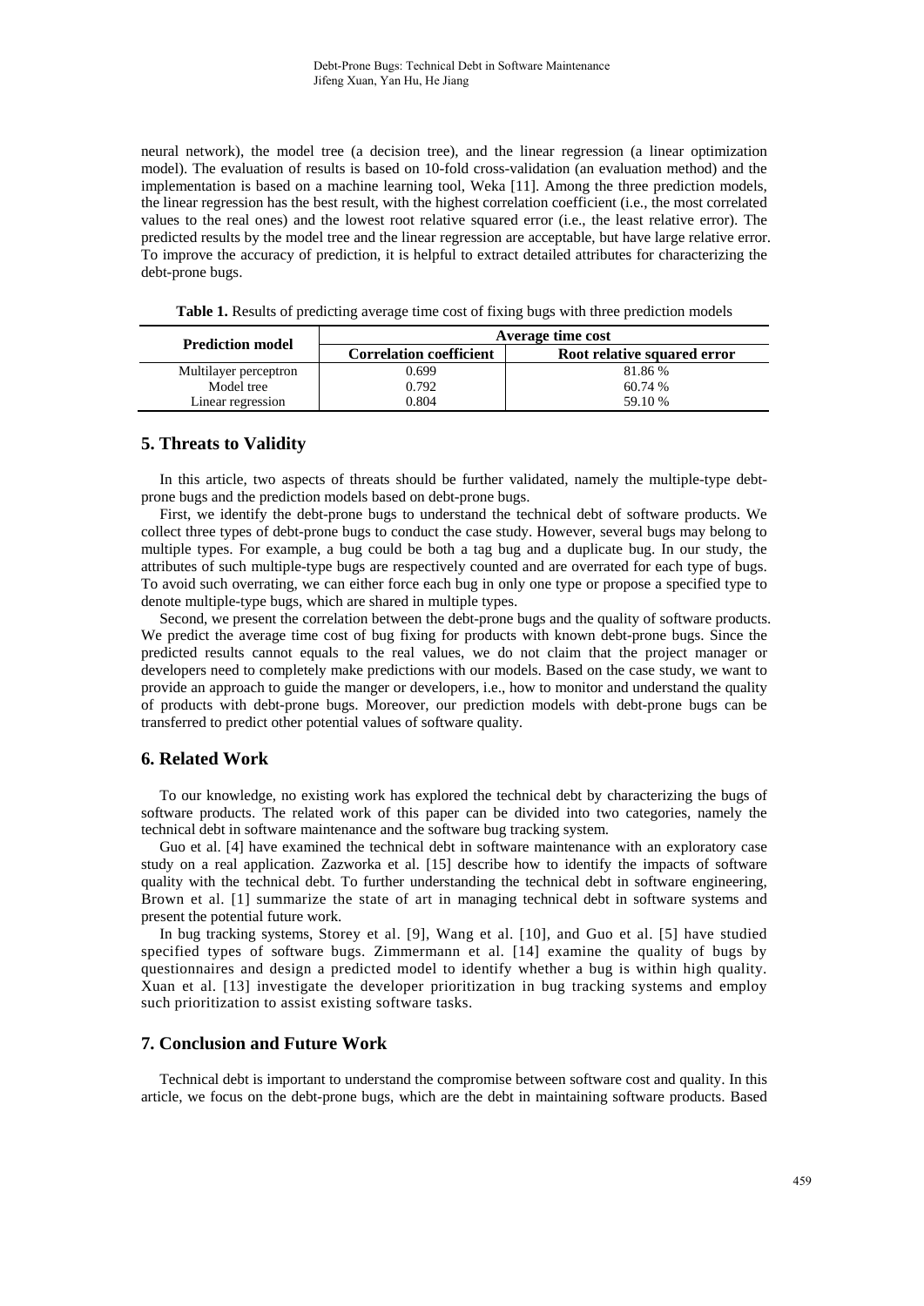neural network), the model tree (a decision tree), and the linear regression (a linear optimization model). The evaluation of results is based on 10-fold cross-validation (an evaluation method) and the implementation is based on a machine learning tool, Weka [11]. Among the three prediction models, the linear regression has the best result, with the highest correlation coefficient (i.e., the most correlated values to the real ones) and the lowest root relative squared error (i.e., the least relative error). The predicted results by the model tree and the linear regression are acceptable, but have large relative error. To improve the accuracy of prediction, it is helpful to extract detailed attributes for characterizing the debt-prone bugs.

**Table 1.** Results of predicting average time cost of fixing bugs with three prediction models

| Prediction model | Average time cost | |
|---|---|---|
| | **Correlation coefficient** | **Root relative squared error** |
| Multilayer perceptron | 0.699 | 81.86 % |
| Model tree | 0.792 | 60.74 % |
| Linear regression | 0.804 | 59.10 % |

## 5. Threats to Validity

In this article, two aspects of threats should be further validated, namely the multiple-type debt-prone bugs and the prediction models based on debt-prone bugs.

First, we identify the debt-prone bugs to understand the technical debt of software products. We collect three types of debt-prone bugs to conduct the case study. However, several bugs may belong to multiple types. For example, a bug could be both a tag bug and a duplicate bug. In our study, the attributes of such multiple-type bugs are respectively counted and are overrated for each type of bugs. To avoid such overrating, we can either force each bug in only one type or propose a specified type to denote multiple-type bugs, which are shared in multiple types.

Second, we present the correlation between the debt-prone bugs and the quality of software products. We predict the average time cost of bug fixing for products with known debt-prone bugs. Since the predicted results cannot equals to the real values, we do not claim that the project manager or developers need to completely make predictions with our models. Based on the case study, we want to provide an approach to guide the manger or developers, i.e., how to monitor and understand the quality of products with debt-prone bugs. Moreover, our prediction models with debt-prone bugs can be transferred to predict other potential values of software quality.

## 6. Related Work

To our knowledge, no existing work has explored the technical debt by characterizing the bugs of software products. The related work of this paper can be divided into two categories, namely the technical debt in software maintenance and the software bug tracking system.

Guo et al. [4] have examined the technical debt in software maintenance with an exploratory case study on a real application. Zazworka et al. [15] describe how to identify the impacts of software quality with the technical debt. To further understanding the technical debt in software engineering, Brown et al. [1] summarize the state of art in managing technical debt in software systems and present the potential future work.

In bug tracking systems, Storey et al. [9], Wang et al. [10], and Guo et al. [5] have studied specified types of software bugs. Zimmermann et al. [14] examine the quality of bugs by questionnaires and design a predicted model to identify whether a bug is within high quality. Xuan et al. [13] investigate the developer prioritization in bug tracking systems and employ such prioritization to assist existing software tasks.

## 7. Conclusion and Future Work

Technical debt is important to understand the compromise between software cost and quality. In this article, we focus on the debt-prone bugs, which are the debt in maintaining software products. Based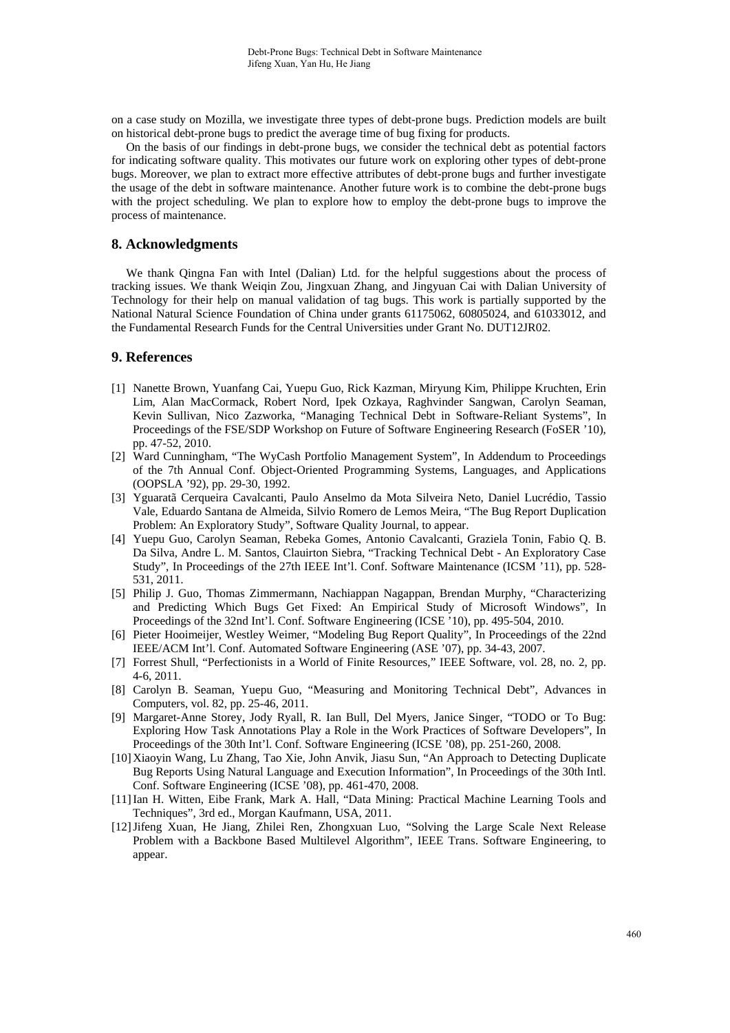on a case study on Mozilla, we investigate three types of debt-prone bugs. Prediction models are built on historical debt-prone bugs to predict the average time of bug fixing for products.

On the basis of our findings in debt-prone bugs, we consider the technical debt as potential factors for indicating software quality. This motivates our future work on exploring other types of debt-prone bugs. Moreover, we plan to extract more effective attributes of debt-prone bugs and further investigate the usage of the debt in software maintenance. Another future work is to combine the debt-prone bugs with the project scheduling. We plan to explore how to employ the debt-prone bugs to improve the process of maintenance.

## 8. Acknowledgments

We thank Qingna Fan with Intel (Dalian) Ltd. for the helpful suggestions about the process of tracking issues. We thank Weiqin Zou, Jingxuan Zhang, and Jingyuan Cai with Dalian University of Technology for their help on manual validation of tag bugs. This work is partially supported by the National Natural Science Foundation of China under grants 61175062, 60805024, and 61033012, and the Fundamental Research Funds for the Central Universities under Grant No. DUT12JR02.

## 9. References

[1] Nanette Brown, Yuanfang Cai, Yuepu Guo, Rick Kazman, Miryung Kim, Philippe Kruchten, Erin Lim, Alan MacCormack, Robert Nord, Ipek Ozkaya, Raghvinder Sangwan, Carolyn Seaman, Kevin Sullivan, Nico Zazworka, "Managing Technical Debt in Software-Reliant Systems", In Proceedings of the FSE/SDP Workshop on Future of Software Engineering Research (FoSER '10), pp. 47-52, 2010.

[2] Ward Cunningham, "The WyCash Portfolio Management System", In Addendum to Proceedings of the 7th Annual Conf. Object-Oriented Programming Systems, Languages, and Applications (OOPSLA '92), pp. 29-30, 1992.

[3] Yguaratã Cerqueira Cavalcanti, Paulo Anselmo da Mota Silveira Neto, Daniel Lucrédio, Tassio Vale, Eduardo Santana de Almeida, Silvio Romero de Lemos Meira, "The Bug Report Duplication Problem: An Exploratory Study", Software Quality Journal, to appear.

[4] Yuepu Guo, Carolyn Seaman, Rebeka Gomes, Antonio Cavalcanti, Graziela Tonin, Fabio Q. B. Da Silva, Andre L. M. Santos, Clauirton Siebra, "Tracking Technical Debt - An Exploratory Case Study", In Proceedings of the 27th IEEE Int'l. Conf. Software Maintenance (ICSM '11), pp. 528-531, 2011.

[5] Philip J. Guo, Thomas Zimmermann, Nachiappan Nagappan, Brendan Murphy, "Characterizing and Predicting Which Bugs Get Fixed: An Empirical Study of Microsoft Windows", In Proceedings of the 32nd Int'l. Conf. Software Engineering (ICSE '10), pp. 495-504, 2010.

[6] Pieter Hooimeijer, Westley Weimer, "Modeling Bug Report Quality", In Proceedings of the 22nd IEEE/ACM Int'l. Conf. Automated Software Engineering (ASE '07), pp. 34-43, 2007.

[7] Forrest Shull, "Perfectionists in a World of Finite Resources," IEEE Software, vol. 28, no. 2, pp. 4-6, 2011.

[8] Carolyn B. Seaman, Yuepu Guo, "Measuring and Monitoring Technical Debt", Advances in Computers, vol. 82, pp. 25-46, 2011.

[9] Margaret-Anne Storey, Jody Ryall, R. Ian Bull, Del Myers, Janice Singer, "TODO or To Bug: Exploring How Task Annotations Play a Role in the Work Practices of Software Developers", In Proceedings of the 30th Int'l. Conf. Software Engineering (ICSE '08), pp. 251-260, 2008.

[10] Xiaoyin Wang, Lu Zhang, Tao Xie, John Anvik, Jiasu Sun, "An Approach to Detecting Duplicate Bug Reports Using Natural Language and Execution Information", In Proceedings of the 30th Intl. Conf. Software Engineering (ICSE '08), pp. 461-470, 2008.

[11] Ian H. Witten, Eibe Frank, Mark A. Hall, "Data Mining: Practical Machine Learning Tools and Techniques", 3rd ed., Morgan Kaufmann, USA, 2011.

[12] Jifeng Xuan, He Jiang, Zhilei Ren, Zhongxuan Luo, "Solving the Large Scale Next Release Problem with a Backbone Based Multilevel Algorithm", IEEE Trans. Software Engineering, to appear.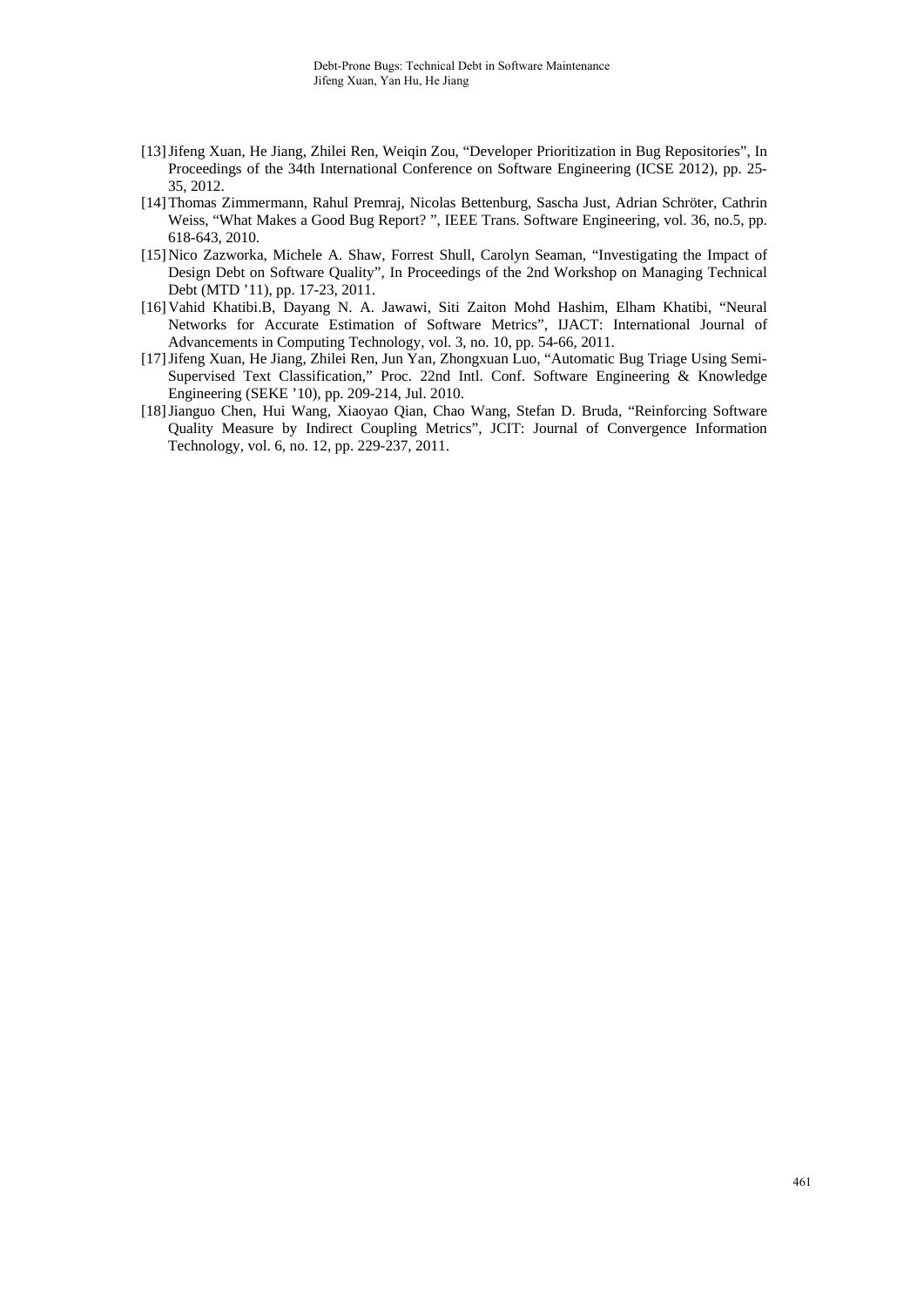[13] Jifeng Xuan, He Jiang, Zhilei Ren, Weiqin Zou, “Developer Prioritization in Bug Repositories”, In Proceedings of the 34th International Conference on Software Engineering (ICSE 2012), pp. 25-35, 2012.

[14] Thomas Zimmermann, Rahul Premraj, Nicolas Bettenburg, Sascha Just, Adrian Schröter, Cathrin Weiss, “What Makes a Good Bug Report? ”, IEEE Trans. Software Engineering, vol. 36, no.5, pp. 618-643, 2010.

[15] Nico Zazworka, Michele A. Shaw, Forrest Shull, Carolyn Seaman, “Investigating the Impact of Design Debt on Software Quality”, In Proceedings of the 2nd Workshop on Managing Technical Debt (MTD ’11), pp. 17-23, 2011.

[16] Vahid Khatibi.B, Dayang N. A. Jawawi, Siti Zaiton Mohd Hashim, Elham Khatibi, “Neural Networks for Accurate Estimation of Software Metrics”, IJACT: International Journal of Advancements in Computing Technology, vol. 3, no. 10, pp. 54-66, 2011.

[17] Jifeng Xuan, He Jiang, Zhilei Ren, Jun Yan, Zhongxuan Luo, “Automatic Bug Triage Using Semi-Supervised Text Classification,” Proc. 22nd Intl. Conf. Software Engineering & Knowledge Engineering (SEKE ’10), pp. 209-214, Jul. 2010.

[18] Jianguo Chen, Hui Wang, Xiaoyao Qian, Chao Wang, Stefan D. Bruda, “Reinforcing Software Quality Measure by Indirect Coupling Metrics”, JCIT: Journal of Convergence Information Technology, vol. 6, no. 12, pp. 229-237, 2011.